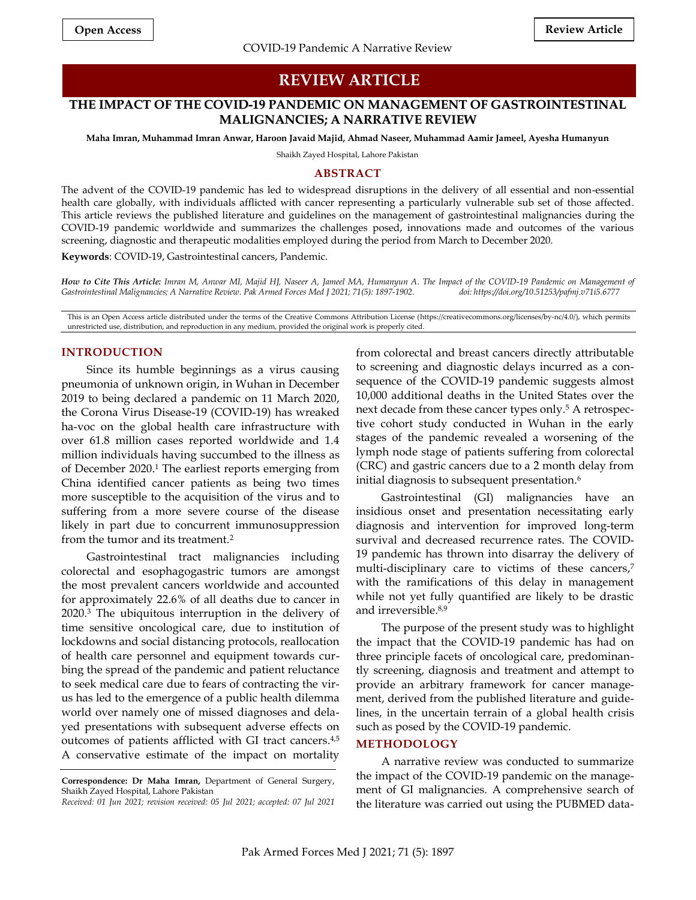**Open Access** **Review Article**

# REVIEW ARTICLE

## THE IMPACT OF THE COVID-19 PANDEMIC ON MANAGEMENT OF GASTROINTESTINAL MALIGNANCIES; A NARRATIVE REVIEW

**Maha Imran, Muhammad Imran Anwar, Haroon Javaid Majid, Ahmad Naseer, Muhammad Aamir Jameel, Ayesha Humanyun**

Shaikh Zayed Hospital, Lahore Pakistan

### ABSTRACT

The advent of the COVID-19 pandemic has led to widespread disruptions in the delivery of all essential and non-essential health care globally, with individuals afflicted with cancer representing a particularly vulnerable sub set of those affected. This article reviews the published literature and guidelines on the management of gastrointestinal malignancies during the COVID-19 pandemic worldwide and summarizes the challenges posed, innovations made and outcomes of the various screening, diagnostic and therapeutic modalities employed during the period from March to December 2020.

**Keywords**: COVID-19, Gastrointestinal cancers, Pandemic.

***How to Cite This Article:*** *Imran M, Anwar MI, Majid HJ, Naseer A, Jameel MA, Humanyun A. The Impact of the COVID-19 Pandemic on Management of Gastrointestinal Malignancies; A Narrative Review. Pak Armed Forces Med J 2021; 71(5): 1897-1902. doi: https://doi.org/10.51253/pafmj.v71i5.6777*

This is an Open Access article distributed under the terms of the Creative Commons Attribution License (https://creativecommons.org/licenses/by-nc/4.0/), which permits unrestricted use, distribution, and reproduction in any medium, provided the original work is properly cited.

### INTRODUCTION

Since its humble beginnings as a virus causing pneumonia of unknown origin, in Wuhan in December 2019 to being declared a pandemic on 11 March 2020, the Corona Virus Disease-19 (COVID-19) has wreaked ha-voc on the global health care infrastructure with over 61.8 million cases reported worldwide and 1.4 million individuals having succumbed to the illness as of December 2020.[1] The earliest reports emerging from China identified cancer patients as being two times more susceptible to the acquisition of the virus and to suffering from a more severe course of the disease likely in part due to concurrent immunosuppression from the tumor and its treatment.[2]

Gastrointestinal tract malignancies including colorectal and esophagogastric tumors are amongst the most prevalent cancers worldwide and accounted for approximately 22.6% of all deaths due to cancer in 2020.[3] The ubiquitous interruption in the delivery of time sensitive oncological care, due to institution of lockdowns and social distancing protocols, reallocation of health care personnel and equipment towards curbing the spread of the pandemic and patient reluctance to seek medical care due to fears of contracting the virus has led to the emergence of a public health dilemma world over namely one of missed diagnoses and delayed presentations with subsequent adverse effects on outcomes of patients afflicted with GI tract cancers.[4,5] A conservative estimate of the impact on mortality from colorectal and breast cancers directly attributable to screening and diagnostic delays incurred as a consequence of the COVID-19 pandemic suggests almost 10,000 additional deaths in the United States over the next decade from these cancer types only.[5] A retrospective cohort study conducted in Wuhan in the early stages of the pandemic revealed a worsening of the lymph node stage of patients suffering from colorectal (CRC) and gastric cancers due to a 2 month delay from initial diagnosis to subsequent presentation.[6]

Gastrointestinal (GI) malignancies have an insidious onset and presentation necessitating early diagnosis and intervention for improved long-term survival and decreased recurrence rates. The COVID-19 pandemic has thrown into disarray the delivery of multi-disciplinary care to victims of these cancers,[7] with the ramifications of this delay in management while not yet fully quantified are likely to be drastic and irreversible.[8,9]

The purpose of the present study was to highlight the impact that the COVID-19 pandemic has had on three principle facets of oncological care, predominantly screening, diagnosis and treatment and attempt to provide an arbitrary framework for cancer management, derived from the published literature and guidelines, in the uncertain terrain of a global health crisis such as posed by the COVID-19 pandemic.

### METHODOLOGY

A narrative review was conducted to summarize the impact of the COVID-19 pandemic on the management of GI malignancies. A comprehensive search of the literature was carried out using the PUBMED data-

**Correspondence: Dr Maha Imran,** Department of General Surgery, Shaikh Zayed Hospital, Lahore Pakistan

*Received: 01 Jun 2021; revision received: 05 Jul 2021; accepted: 07 Jul 2021*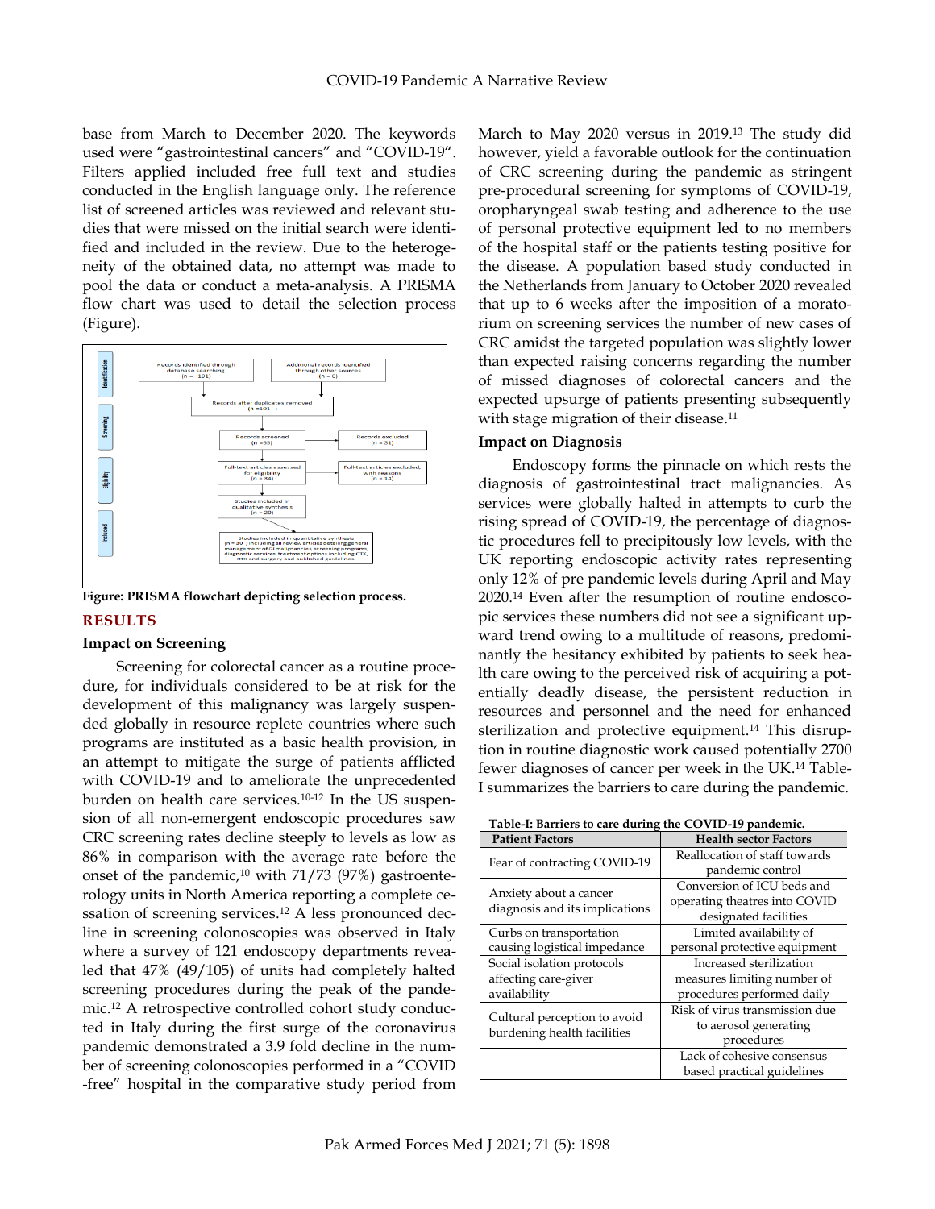base from March to December 2020. The keywords used were "gastrointestinal cancers" and "COVID-19". Filters applied included free full text and studies conducted in the English language only. The reference list of screened articles was reviewed and relevant studies that were missed on the initial search were identified and included in the review. Due to the heterogeneity of the obtained data, no attempt was made to pool the data or conduct a meta-analysis. A PRISMA flow chart was used to detail the selection process (Figure).

**Figure: PRISMA flowchart depicting selection process.**

## RESULTS

### Impact on Screening

Screening for colorectal cancer as a routine procedure, for individuals considered to be at risk for the development of this malignancy was largely suspended globally in resource replete countries where such programs are instituted as a basic health provision, in an attempt to mitigate the surge of patients afflicted with COVID-19 and to ameliorate the unprecedented burden on health care services.[10-12] In the US suspension of all non-emergent endoscopic procedures saw CRC screening rates decline steeply to levels as low as 86% in comparison with the average rate before the onset of the pandemic,[10] with 71/73 (97%) gastroenterology units in North America reporting a complete cessation of screening services.[12] A less pronounced decline in screening colonoscopies was observed in Italy where a survey of 121 endoscopy departments revealed that 47% (49/105) of units had completely halted screening procedures during the peak of the pandemic.[12] A retrospective controlled cohort study conducted in Italy during the first surge of the coronavirus pandemic demonstrated a 3.9 fold decline in the number of screening colonoscopies performed in a "COVID -free" hospital in the comparative study period from March to May 2020 versus in 2019.[13] The study did however, yield a favorable outlook for the continuation of CRC screening during the pandemic as stringent pre-procedural screening for symptoms of COVID-19, oropharyngeal swab testing and adherence to the use of personal protective equipment led to no members of the hospital staff or the patients testing positive for the disease. A population based study conducted in the Netherlands from January to October 2020 revealed that up to 6 weeks after the imposition of a moratorium on screening services the number of new cases of CRC amidst the targeted population was slightly lower than expected raising concerns regarding the number of missed diagnoses of colorectal cancers and the expected upsurge of patients presenting subsequently with stage migration of their disease.[11]

### Impact on Diagnosis

Endoscopy forms the pinnacle on which rests the diagnosis of gastrointestinal tract malignancies. As services were globally halted in attempts to curb the rising spread of COVID-19, the percentage of diagnostic procedures fell to precipitously low levels, with the UK reporting endoscopic activity rates representing only 12% of pre pandemic levels during April and May 2020.[14] Even after the resumption of routine endoscopic services these numbers did not see a significant upward trend owing to a multitude of reasons, predominantly the hesitancy exhibited by patients to seek health care owing to the perceived risk of acquiring a potentially deadly disease, the persistent reduction in resources and personnel and the need for enhanced sterilization and protective equipment.[14] This disruption in routine diagnostic work caused potentially 2700 fewer diagnoses of cancer per week in the UK.[14] Table-I summarizes the barriers to care during the pandemic.

**Table-I: Barriers to care during the COVID-19 pandemic.**

| Patient Factors | Health sector Factors |
|---|---|
| Fear of contracting COVID-19 | Reallocation of staff towards pandemic control |
| Anxiety about a cancer diagnosis and its implications | Conversion of ICU beds and operating theatres into COVID designated facilities |
| Curbs on transportation causing logistical impedance | Limited availability of personal protective equipment |
| Social isolation protocols affecting care-giver availability | Increased sterilization measures limiting number of procedures performed daily |
| Cultural perception to avoid burdening health facilities | Risk of virus transmission due to aerosol generating procedures |
| | Lack of cohesive consensus based practical guidelines |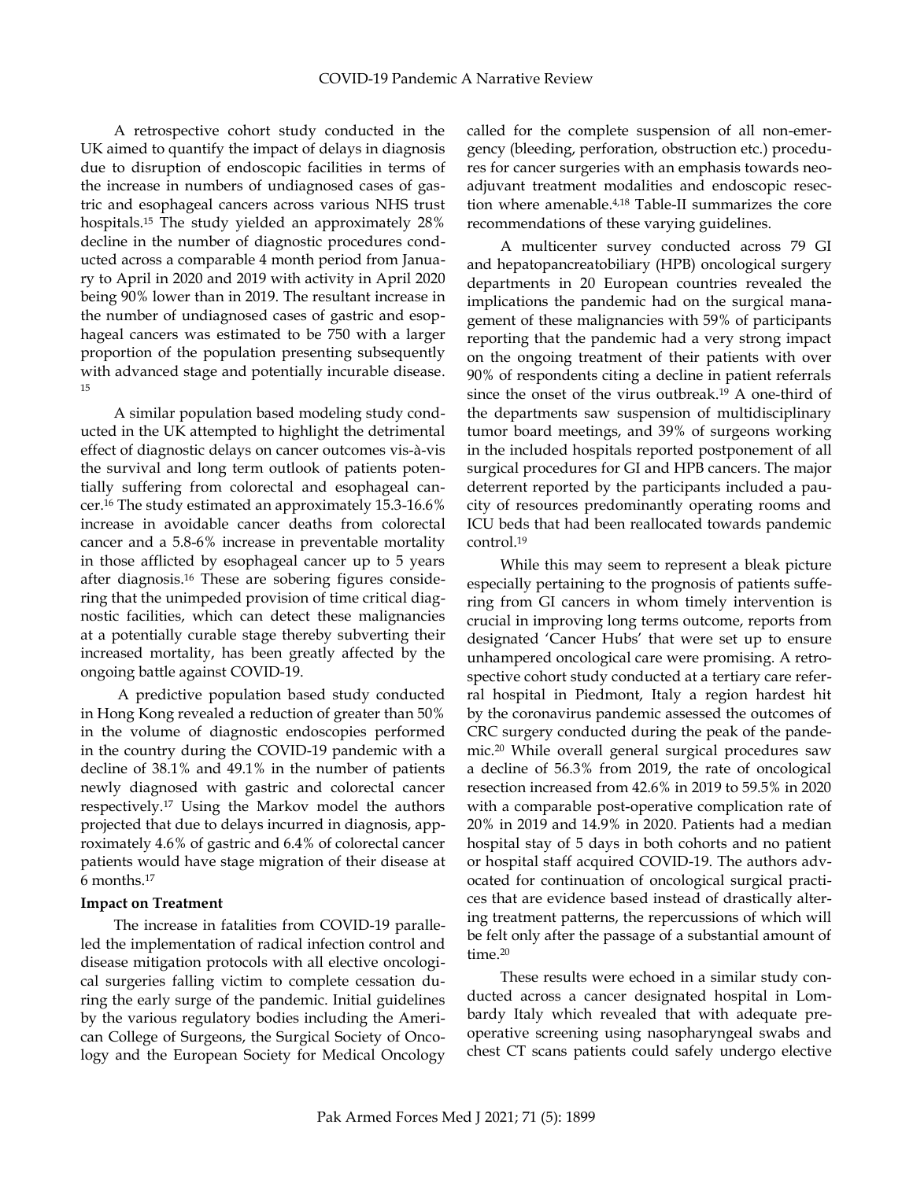A retrospective cohort study conducted in the UK aimed to quantify the impact of delays in diagnosis due to disruption of endoscopic facilities in terms of the increase in numbers of undiagnosed cases of gastric and esophageal cancers across various NHS trust hospitals.[15] The study yielded an approximately 28% decline in the number of diagnostic procedures conducted across a comparable 4 month period from January to April in 2020 and 2019 with activity in April 2020 being 90% lower than in 2019. The resultant increase in the number of undiagnosed cases of gastric and esophageal cancers was estimated to be 750 with a larger proportion of the population presenting subsequently with advanced stage and potentially incurable disease.[15]

A similar population based modeling study conducted in the UK attempted to highlight the detrimental effect of diagnostic delays on cancer outcomes vis-à-vis the survival and long term outlook of patients potentially suffering from colorectal and esophageal cancer.[16] The study estimated an approximately 15.3-16.6% increase in avoidable cancer deaths from colorectal cancer and a 5.8-6% increase in preventable mortality in those afflicted by esophageal cancer up to 5 years after diagnosis.[16] These are sobering figures considering that the unimpeded provision of time critical diagnostic facilities, which can detect these malignancies at a potentially curable stage thereby subverting their increased mortality, has been greatly affected by the ongoing battle against COVID-19.

A predictive population based study conducted in Hong Kong revealed a reduction of greater than 50% in the volume of diagnostic endoscopies performed in the country during the COVID-19 pandemic with a decline of 38.1% and 49.1% in the number of patients newly diagnosed with gastric and colorectal cancer respectively.[17] Using the Markov model the authors projected that due to delays incurred in diagnosis, approximately 4.6% of gastric and 6.4% of colorectal cancer patients would have stage migration of their disease at 6 months.[17]

**Impact on Treatment**

The increase in fatalities from COVID-19 paralleled the implementation of radical infection control and disease mitigation protocols with all elective oncological surgeries falling victim to complete cessation during the early surge of the pandemic. Initial guidelines by the various regulatory bodies including the American College of Surgeons, the Surgical Society of Oncology and the European Society for Medical Oncology called for the complete suspension of all non-emergency (bleeding, perforation, obstruction etc.) procedures for cancer surgeries with an emphasis towards neoadjuvant treatment modalities and endoscopic resection where amenable.[4,18] Table-II summarizes the core recommendations of these varying guidelines.

A multicenter survey conducted across 79 GI and hepatopancreatobiliary (HPB) oncological surgery departments in 20 European countries revealed the implications the pandemic had on the surgical management of these malignancies with 59% of participants reporting that the pandemic had a very strong impact on the ongoing treatment of their patients with over 90% of respondents citing a decline in patient referrals since the onset of the virus outbreak.[19] A one-third of the departments saw suspension of multidisciplinary tumor board meetings, and 39% of surgeons working in the included hospitals reported postponement of all surgical procedures for GI and HPB cancers. The major deterrent reported by the participants included a paucity of resources predominantly operating rooms and ICU beds that had been reallocated towards pandemic control.[19]

While this may seem to represent a bleak picture especially pertaining to the prognosis of patients suffering from GI cancers in whom timely intervention is crucial in improving long terms outcome, reports from designated 'Cancer Hubs' that were set up to ensure unhampered oncological care were promising. A retrospective cohort study conducted at a tertiary care referral hospital in Piedmont, Italy a region hardest hit by the coronavirus pandemic assessed the outcomes of CRC surgery conducted during the peak of the pandemic.[20] While overall general surgical procedures saw a decline of 56.3% from 2019, the rate of oncological resection increased from 42.6% in 2019 to 59.5% in 2020 with a comparable post-operative complication rate of 20% in 2019 and 14.9% in 2020. Patients had a median hospital stay of 5 days in both cohorts and no patient or hospital staff acquired COVID-19. The authors advocated for continuation of oncological surgical practices that are evidence based instead of drastically altering treatment patterns, the repercussions of which will be felt only after the passage of a substantial amount of time.[20]

These results were echoed in a similar study conducted across a cancer designated hospital in Lombardy Italy which revealed that with adequate preoperative screening using nasopharyngeal swabs and chest CT scans patients could safely undergo elective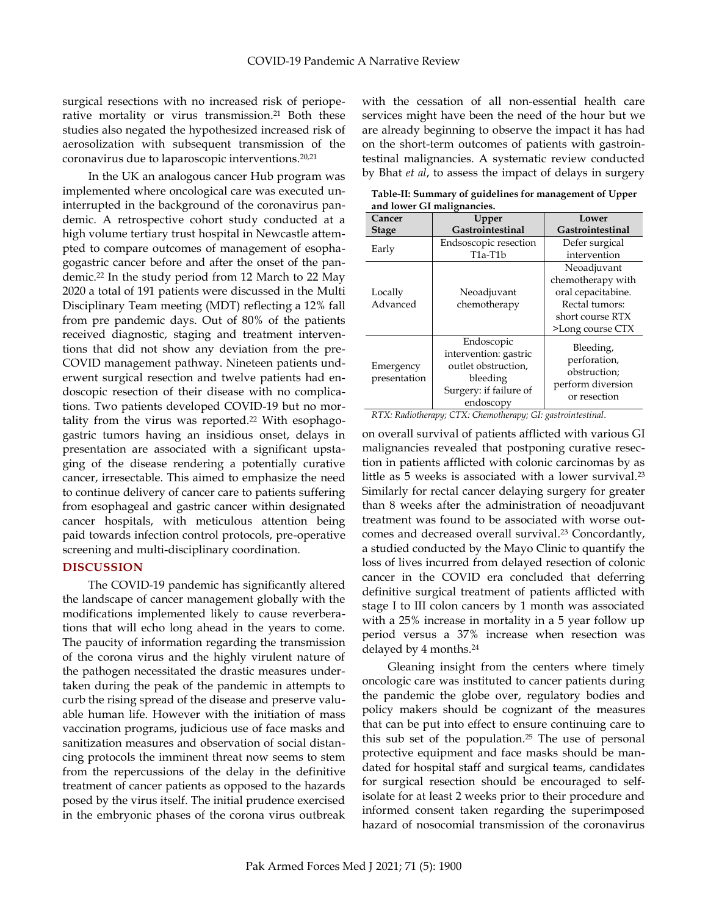surgical resections with no increased risk of perioperative mortality or virus transmission.[21] Both these studies also negated the hypothesized increased risk of aerosolization with subsequent transmission of the coronavirus due to laparoscopic interventions.[20,21]

In the UK an analogous cancer Hub program was implemented where oncological care was executed uninterrupted in the background of the coronavirus pandemic. A retrospective cohort study conducted at a high volume tertiary trust hospital in Newcastle attempted to compare outcomes of management of esophagogastric cancer before and after the onset of the pandemic.[22] In the study period from 12 March to 22 May 2020 a total of 191 patients were discussed in the Multi Disciplinary Team meeting (MDT) reflecting a 12% fall from pre pandemic days. Out of 80% of the patients received diagnostic, staging and treatment interventions that did not show any deviation from the pre-COVID management pathway. Nineteen patients underwent surgical resection and twelve patients had endoscopic resection of their disease with no complications. Two patients developed COVID-19 but no mortality from the virus was reported.[22] With esophagogastric tumors having an insidious onset, delays in presentation are associated with a significant upstaging of the disease rendering a potentially curative cancer, irresectable. This aimed to emphasize the need to continue delivery of cancer care to patients suffering from esophageal and gastric cancer within designated cancer hospitals, with meticulous attention being paid towards infection control protocols, pre-operative screening and multi-disciplinary coordination.

## DISCUSSION

The COVID-19 pandemic has significantly altered the landscape of cancer management globally with the modifications implemented likely to cause reverberations that will echo long ahead in the years to come. The paucity of information regarding the transmission of the corona virus and the highly virulent nature of the pathogen necessitated the drastic measures undertaken during the peak of the pandemic in attempts to curb the rising spread of the disease and preserve valuable human life. However with the initiation of mass vaccination programs, judicious use of face masks and sanitization measures and observation of social distancing protocols the imminent threat now seems to stem from the repercussions of the delay in the definitive treatment of cancer patients as opposed to the hazards posed by the virus itself. The initial prudence exercised in the embryonic phases of the corona virus outbreak with the cessation of all non-essential health care services might have been the need of the hour but we are already beginning to observe the impact it has had on the short-term outcomes of patients with gastrointestinal malignancies. A systematic review conducted by Bhat *et al*, to assess the impact of delays in surgery on overall survival of patients afflicted with various GI malignancies revealed that postponing curative resection in patients afflicted with colonic carcinomas by as little as 5 weeks is associated with a lower survival.[23] Similarly for rectal cancer delaying surgery for greater than 8 weeks after the administration of neoadjuvant treatment was found to be associated with worse outcomes and decreased overall survival.[23] Concordantly, a studied conducted by the Mayo Clinic to quantify the loss of lives incurred from delayed resection of colonic cancer in the COVID era concluded that deferring definitive surgical treatment of patients afflicted with stage I to III colon cancers by 1 month was associated with a 25% increase in mortality in a 5 year follow up period versus a 37% increase when resection was delayed by 4 months.[24]

**Table-II: Summary of guidelines for management of Upper and lower GI malignancies.**

| Cancer Stage | Upper Gastrointestinal | Lower Gastrointestinal |
|---|---|---|
| Early | Endsoscopic resection T1a-T1b | Defer surgical intervention |
| Locally Advanced | Neoadjuvant chemotherapy | Neoadjuvant chemotherapy with oral cepacitabine. Rectal tumors: short course RTX >Long course CTX |
| Emergency presentation | Endoscopic intervention: gastric outlet obstruction, bleeding Surgery: if failure of endoscopy | Bleeding, perforation, obstruction; perform diversion or resection |

*RTX: Radiotherapy; CTX: Chemotherapy; GI: gastrointestinal.*

Gleaning insight from the centers where timely oncologic care was instituted to cancer patients during the pandemic the globe over, regulatory bodies and policy makers should be cognizant of the measures that can be put into effect to ensure continuing care to this sub set of the population.[25] The use of personal protective equipment and face masks should be mandated for hospital staff and surgical teams, candidates for surgical resection should be encouraged to self-isolate for at least 2 weeks prior to their procedure and informed consent taken regarding the superimposed hazard of nosocomial transmission of the coronavirus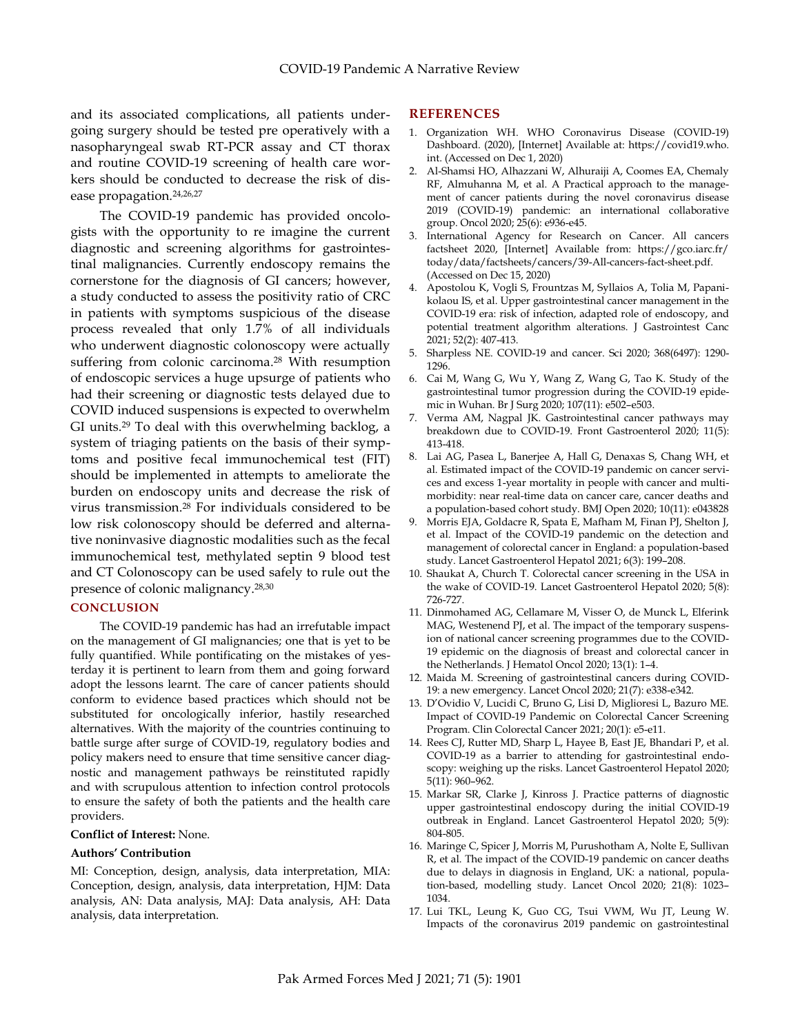and its associated complications, all patients undergoing surgery should be tested pre operatively with a nasopharyngeal swab RT-PCR assay and CT thorax and routine COVID-19 screening of health care workers should be conducted to decrease the risk of disease propagation.[24,26,27]

The COVID-19 pandemic has provided oncologists with the opportunity to re imagine the current diagnostic and screening algorithms for gastrointestinal malignancies. Currently endoscopy remains the cornerstone for the diagnosis of GI cancers; however, a study conducted to assess the positivity ratio of CRC in patients with symptoms suspicious of the disease process revealed that only 1.7% of all individuals who underwent diagnostic colonoscopy were actually suffering from colonic carcinoma.[28] With resumption of endoscopic services a huge upsurge of patients who had their screening or diagnostic tests delayed due to COVID induced suspensions is expected to overwhelm GI units.[29] To deal with this overwhelming backlog, a system of triaging patients on the basis of their symptoms and positive fecal immunochemical test (FIT) should be implemented in attempts to ameliorate the burden on endoscopy units and decrease the risk of virus transmission.[28] For individuals considered to be low risk colonoscopy should be deferred and alternative noninvasive diagnostic modalities such as the fecal immunochemical test, methylated septin 9 blood test and CT Colonoscopy can be used safely to rule out the presence of colonic malignancy.[28,30]

## CONCLUSION

The COVID-19 pandemic has had an irrefutable impact on the management of GI malignancies; one that is yet to be fully quantified. While pontificating on the mistakes of yesterday it is pertinent to learn from them and going forward adopt the lessons learnt. The care of cancer patients should conform to evidence based practices which should not be substituted for oncologically inferior, hastily researched alternatives. With the majority of the countries continuing to battle surge after surge of COVID-19, regulatory bodies and policy makers need to ensure that time sensitive cancer diagnostic and management pathways be reinstituted rapidly and with scrupulous attention to infection control protocols to ensure the safety of both the patients and the health care providers.

**Conflict of Interest:** None.

**Authors' Contribution**

MI: Conception, design, analysis, data interpretation, MIA: Conception, design, analysis, data interpretation, HJM: Data analysis, AN: Data analysis, MAJ: Data analysis, AH: Data analysis, data interpretation.

## REFERENCES

1. Organization WH. WHO Coronavirus Disease (COVID-19) Dashboard. (2020), [Internet] Available at: https://covid19.who.int. (Accessed on Dec 1, 2020)
2. Al-Shamsi HO, Alhazzani W, Alhuraiji A, Coomes EA, Chemaly RF, Almuhanna M, et al. A Practical approach to the management of cancer patients during the novel coronavirus disease 2019 (COVID-19) pandemic: an international collaborative group. Oncol 2020; 25(6): e936-e45.
3. International Agency for Research on Cancer. All cancers factsheet 2020, [Internet] Available from: https://gco.iarc.fr/today/data/factsheets/cancers/39-All-cancers-fact-sheet.pdf. (Accessed on Dec 15, 2020)
4. Apostolou K, Vogli S, Frountzas M, Syllaios A, Tolia M, Papanikolaou IS, et al. Upper gastrointestinal cancer management in the COVID-19 era: risk of infection, adapted role of endoscopy, and potential treatment algorithm alterations. J Gastrointest Canc 2021; 52(2): 407-413.
5. Sharpless NE. COVID-19 and cancer. Sci 2020; 368(6497): 1290-1296.
6. Cai M, Wang G, Wu Y, Wang Z, Wang G, Tao K. Study of the gastrointestinal tumor progression during the COVID-19 epidemic in Wuhan. Br J Surg 2020; 107(11): e502–e503.
7. Verma AM, Nagpal JK. Gastrointestinal cancer pathways may breakdown due to COVID-19. Front Gastroenterol 2020; 11(5): 413-418.
8. Lai AG, Pasea L, Banerjee A, Hall G, Denaxas S, Chang WH, et al. Estimated impact of the COVID-19 pandemic on cancer services and excess 1-year mortality in people with cancer and multimorbidity: near real-time data on cancer care, cancer deaths and a population-based cohort study. BMJ Open 2020; 10(11): e043828
9. Morris EJA, Goldacre R, Spata E, Mafham M, Finan PJ, Shelton J, et al. Impact of the COVID-19 pandemic on the detection and management of colorectal cancer in England: a population-based study. Lancet Gastroenterol Hepatol 2021; 6(3): 199–208.
10. Shaukat A, Church T. Colorectal cancer screening in the USA in the wake of COVID-19. Lancet Gastroenterol Hepatol 2020; 5(8): 726-727.
11. Dinmohamed AG, Cellamare M, Visser O, de Munck L, Elferink MAG, Westenend PJ, et al. The impact of the temporary suspension of national cancer screening programmes due to the COVID-19 epidemic on the diagnosis of breast and colorectal cancer in the Netherlands. J Hematol Oncol 2020; 13(1): 1–4.
12. Maida M. Screening of gastrointestinal cancers during COVID-19: a new emergency. Lancet Oncol 2020; 21(7): e338-e342.
13. D'Ovidio V, Lucidi C, Bruno G, Lisi D, Miglioresi L, Bazuro ME. Impact of COVID-19 Pandemic on Colorectal Cancer Screening Program. Clin Colorectal Cancer 2021; 20(1): e5-e11.
14. Rees CJ, Rutter MD, Sharp L, Hayee B, East JE, Bhandari P, et al. COVID-19 as a barrier to attending for gastrointestinal endoscopy: weighing up the risks. Lancet Gastroenterol Hepatol 2020; 5(11): 960–962.
15. Markar SR, Clarke J, Kinross J. Practice patterns of diagnostic upper gastrointestinal endoscopy during the initial COVID-19 outbreak in England. Lancet Gastroenterol Hepatol 2020; 5(9): 804-805.
16. Maringe C, Spicer J, Morris M, Purushotham A, Nolte E, Sullivan R, et al. The impact of the COVID-19 pandemic on cancer deaths due to delays in diagnosis in England, UK: a national, population-based, modelling study. Lancet Oncol 2020; 21(8): 1023–1034.
17. Lui TKL, Leung K, Guo CG, Tsui VWM, Wu JT, Leung W. Impacts of the coronavirus 2019 pandemic on gastrointestinal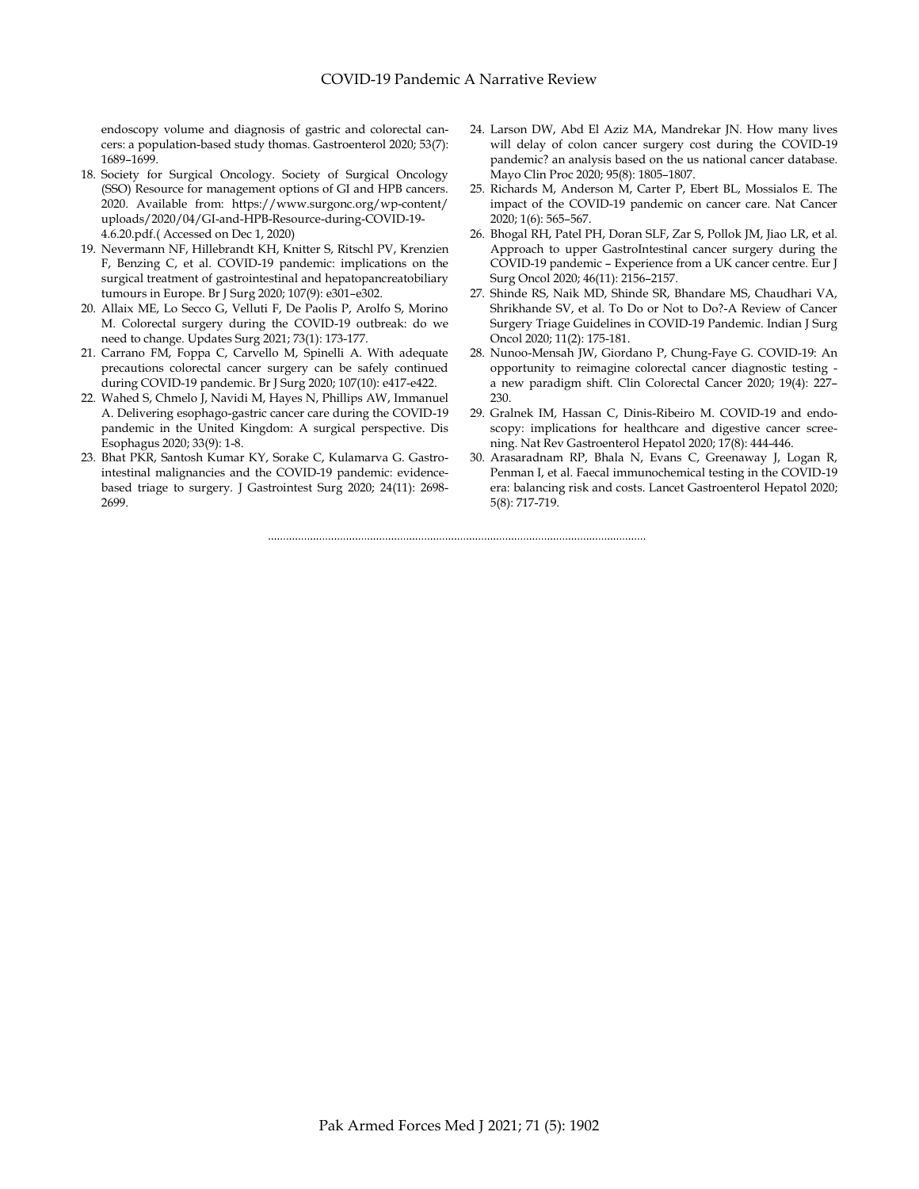endoscopy volume and diagnosis of gastric and colorectal cancers: a population-based study thomas. Gastroenterol 2020; 53(7): 1689–1699.

18. Society for Surgical Oncology. Society of Surgical Oncology (SSO) Resource for management options of GI and HPB cancers. 2020. Available from: https://www.surgonc.org/wp-content/uploads/2020/04/GI-and-HPB-Resource-during-COVID-19-4.6.20.pdf.( Accessed on Dec 1, 2020)
19. Nevermann NF, Hillebrandt KH, Knitter S, Ritschl PV, Krenzien F, Benzing C, et al. COVID-19 pandemic: implications on the surgical treatment of gastrointestinal and hepatopancreatobiliary tumours in Europe. Br J Surg 2020; 107(9): e301–e302.
20. Allaix ME, Lo Secco G, Velluti F, De Paolis P, Arolfo S, Morino M. Colorectal surgery during the COVID-19 outbreak: do we need to change. Updates Surg 2021; 73(1): 173-177.
21. Carrano FM, Foppa C, Carvello M, Spinelli A. With adequate precautions colorectal cancer surgery can be safely continued during COVID-19 pandemic. Br J Surg 2020; 107(10): e417-e422.
22. Wahed S, Chmelo J, Navidi M, Hayes N, Phillips AW, Immanuel A. Delivering esophago-gastric cancer care during the COVID-19 pandemic in the United Kingdom: A surgical perspective. Dis Esophagus 2020; 33(9): 1-8.
23. Bhat PKR, Santosh Kumar KY, Sorake C, Kulamarva G. Gastrointestinal malignancies and the COVID-19 pandemic: evidence-based triage to surgery. J Gastrointest Surg 2020; 24(11): 2698-2699.
24. Larson DW, Abd El Aziz MA, Mandrekar JN. How many lives will delay of colon cancer surgery cost during the COVID-19 pandemic? an analysis based on the us national cancer database. Mayo Clin Proc 2020; 95(8): 1805–1807.
25. Richards M, Anderson M, Carter P, Ebert BL, Mossialos E. The impact of the COVID-19 pandemic on cancer care. Nat Cancer 2020; 1(6): 565–567.
26. Bhogal RH, Patel PH, Doran SLF, Zar S, Pollok JM, Jiao LR, et al. Approach to upper GastroIntestinal cancer surgery during the COVID-19 pandemic – Experience from a UK cancer centre. Eur J Surg Oncol 2020; 46(11): 2156–2157.
27. Shinde RS, Naik MD, Shinde SR, Bhandare MS, Chaudhari VA, Shrikhande SV, et al. To Do or Not to Do?-A Review of Cancer Surgery Triage Guidelines in COVID-19 Pandemic. Indian J Surg Oncol 2020; 11(2): 175-181.
28. Nunoo-Mensah JW, Giordano P, Chung-Faye G. COVID-19: An opportunity to reimagine colorectal cancer diagnostic testing - a new paradigm shift. Clin Colorectal Cancer 2020; 19(4): 227–230.
29. Gralnek IM, Hassan C, Dinis-Ribeiro M. COVID-19 and endoscopy: implications for healthcare and digestive cancer screening. Nat Rev Gastroenterol Hepatol 2020; 17(8): 444-446.
30. Arasaradnam RP, Bhala N, Evans C, Greenaway J, Logan R, Penman I, et al. Faecal immunochemical testing in the COVID-19 era: balancing risk and costs. Lancet Gastroenterol Hepatol 2020; 5(8): 717-719.

.............................................................................................................................